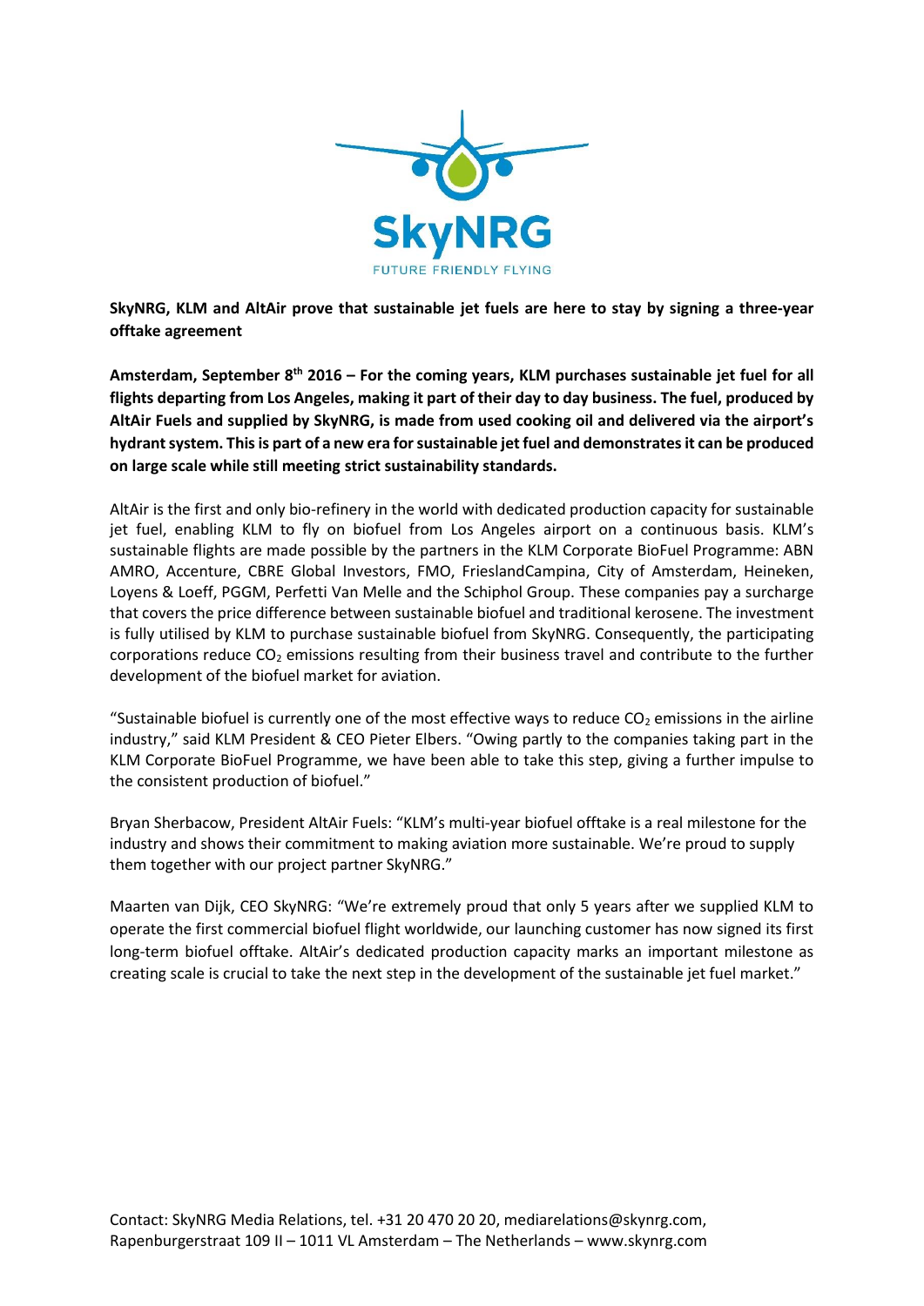SkyNRG

FUTURE FRIENDLY FLYING

**SkyNRG, KLM and AltAir prove that sustainable jet fuels are here to stay by signing a three-year offtake agreement**

**Amsterdam, September 8th 2016 – For the coming years, KLM purchases sustainable jet fuel for all flights departing from Los Angeles, making it part of their day to day business. The fuel, produced by AltAir Fuels and supplied by SkyNRG, is made from used cooking oil and delivered via the airport's hydrant system. This is part of a new era for sustainable jet fuel and demonstrates it can be produced on large scale while still meeting strict sustainability standards.**

AltAir is the first and only bio-refinery in the world with dedicated production capacity for sustainable jet fuel, enabling KLM to fly on biofuel from Los Angeles airport on a continuous basis. KLM's sustainable flights are made possible by the partners in the KLM Corporate BioFuel Programme: ABN AMRO, Accenture, CBRE Global Investors, FMO, FrieslandCampina, City of Amsterdam, Heineken, Loyens & Loeff, PGGM, Perfetti Van Melle and the Schiphol Group. These companies pay a surcharge that covers the price difference between sustainable biofuel and traditional kerosene. The investment is fully utilised by KLM to purchase sustainable biofuel from SkyNRG. Consequently, the participating corporations reduce $CO_2$ emissions resulting from their business travel and contribute to the further development of the biofuel market for aviation.

"Sustainable biofuel is currently one of the most effective ways to reduce $CO_2$ emissions in the airline industry," said KLM President & CEO Pieter Elbers. "Owing partly to the companies taking part in the KLM Corporate BioFuel Programme, we have been able to take this step, giving a further impulse to the consistent production of biofuel."

Bryan Sherbacow, President AltAir Fuels: "KLM's multi-year biofuel offtake is a real milestone for the industry and shows their commitment to making aviation more sustainable. We're proud to supply them together with our project partner SkyNRG."

Maarten van Dijk, CEO SkyNRG: "We're extremely proud that only 5 years after we supplied KLM to operate the first commercial biofuel flight worldwide, our launching customer has now signed its first long-term biofuel offtake. AltAir's dedicated production capacity marks an important milestone as creating scale is crucial to take the next step in the development of the sustainable jet fuel market."

Contact: SkyNRG Media Relations, tel. +31 20 470 20 20, mediarelations@skynrg.com, Rapenburgerstraat 109 II – 1011 VL Amsterdam – The Netherlands – www.skynrg.com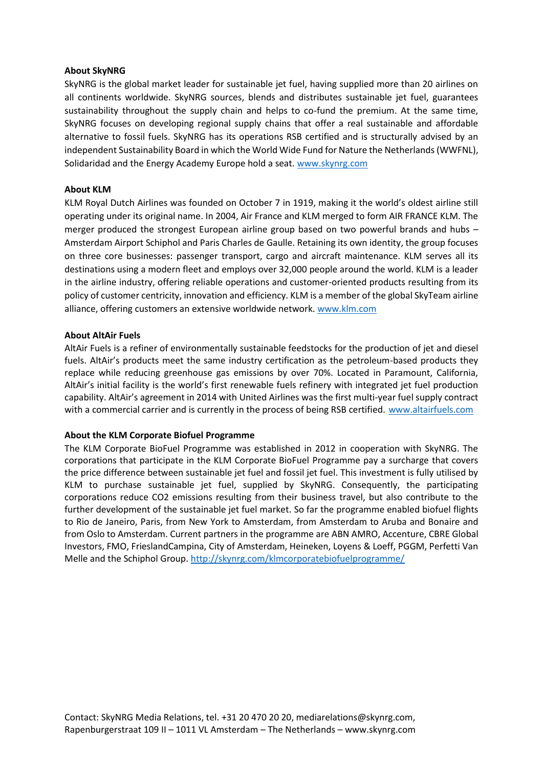**About SkyNRG**

SkyNRG is the global market leader for sustainable jet fuel, having supplied more than 20 airlines on all continents worldwide. SkyNRG sources, blends and distributes sustainable jet fuel, guarantees sustainability throughout the supply chain and helps to co-fund the premium. At the same time, SkyNRG focuses on developing regional supply chains that offer a real sustainable and affordable alternative to fossil fuels. SkyNRG has its operations RSB certified and is structurally advised by an independent Sustainability Board in which the World Wide Fund for Nature the Netherlands (WWFNL), Solidaridad and the Energy Academy Europe hold a seat. www.skynrg.com

**About KLM**

KLM Royal Dutch Airlines was founded on October 7 in 1919, making it the world's oldest airline still operating under its original name. In 2004, Air France and KLM merged to form AIR FRANCE KLM. The merger produced the strongest European airline group based on two powerful brands and hubs – Amsterdam Airport Schiphol and Paris Charles de Gaulle. Retaining its own identity, the group focuses on three core businesses: passenger transport, cargo and aircraft maintenance. KLM serves all its destinations using a modern fleet and employs over 32,000 people around the world. KLM is a leader in the airline industry, offering reliable operations and customer-oriented products resulting from its policy of customer centricity, innovation and efficiency. KLM is a member of the global SkyTeam airline alliance, offering customers an extensive worldwide network. www.klm.com

**About AltAir Fuels**

AltAir Fuels is a refiner of environmentally sustainable feedstocks for the production of jet and diesel fuels. AltAir's products meet the same industry certification as the petroleum-based products they replace while reducing greenhouse gas emissions by over 70%. Located in Paramount, California, AltAir's initial facility is the world's first renewable fuels refinery with integrated jet fuel production capability. AltAir's agreement in 2014 with United Airlines was the first multi-year fuel supply contract with a commercial carrier and is currently in the process of being RSB certified. www.altairfuels.com

**About the KLM Corporate Biofuel Programme**

The KLM Corporate BioFuel Programme was established in 2012 in cooperation with SkyNRG. The corporations that participate in the KLM Corporate BioFuel Programme pay a surcharge that covers the price difference between sustainable jet fuel and fossil jet fuel. This investment is fully utilised by KLM to purchase sustainable jet fuel, supplied by SkyNRG. Consequently, the participating corporations reduce $CO_2$ emissions resulting from their business travel, but also contribute to the further development of the sustainable jet fuel market. So far the programme enabled biofuel flights to Rio de Janeiro, Paris, from New York to Amsterdam, from Amsterdam to Aruba and Bonaire and from Oslo to Amsterdam. Current partners in the programme are ABN AMRO, Accenture, CBRE Global Investors, FMO, FrieslandCampina, City of Amsterdam, Heineken, Loyens & Loeff, PGGM, Perfetti Van Melle and the Schiphol Group. http://skynrg.com/klmcorporatebiofuelprogramme/

Contact: SkyNRG Media Relations, tel. +31 20 470 20 20, mediarelations@skynrg.com, Rapenburgerstraat 109 II – 1011 VL Amsterdam – The Netherlands – www.skynrg.com